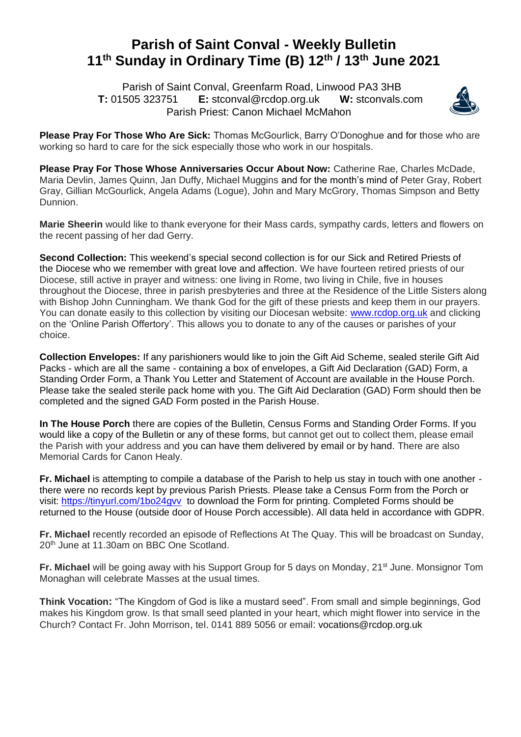# Parish of Saint Conval - Weekly Bulletin
# 11th Sunday in Ordinary Time (B) 12th / 13th June 2021

Parish of Saint Conval, Greenfarm Road, Linwood PA3 3HB
**T:** 01505 323751 **E:** stconval@rcdop.org.uk **W:** stconvals.com
Parish Priest: Canon Michael McMahon

**Please Pray For Those Who Are Sick:** Thomas McGourlick, Barry O'Donoghue and for those who are working so hard to care for the sick especially those who work in our hospitals.

**Please Pray For Those Whose Anniversaries Occur About Now:** Catherine Rae, Charles McDade, Maria Devlin, James Quinn, Jan Duffy, Michael Muggins and for the month's mind of Peter Gray, Robert Gray, Gillian McGourlick, Angela Adams (Logue), John and Mary McGrory, Thomas Simpson and Betty Dunnion.

**Marie Sheerin** would like to thank everyone for their Mass cards, sympathy cards, letters and flowers on the recent passing of her dad Gerry.

**Second Collection:** This weekend's special second collection is for our Sick and Retired Priests of the Diocese who we remember with great love and affection. We have fourteen retired priests of our Diocese, still active in prayer and witness: one living in Rome, two living in Chile, five in houses throughout the Diocese, three in parish presbyteries and three at the Residence of the Little Sisters along with Bishop John Cunningham. We thank God for the gift of these priests and keep them in our prayers. You can donate easily to this collection by visiting our Diocesan website: www.rcdop.org.uk and clicking on the 'Online Parish Offertory'. This allows you to donate to any of the causes or parishes of your choice.

**Collection Envelopes:** If any parishioners would like to join the Gift Aid Scheme, sealed sterile Gift Aid Packs - which are all the same - containing a box of envelopes, a Gift Aid Declaration (GAD) Form, a Standing Order Form, a Thank You Letter and Statement of Account are available in the House Porch. Please take the sealed sterile pack home with you. The Gift Aid Declaration (GAD) Form should then be completed and the signed GAD Form posted in the Parish House.

**In The House Porch** there are copies of the Bulletin, Census Forms and Standing Order Forms. If you would like a copy of the Bulletin or any of these forms, but cannot get out to collect them, please email the Parish with your address and you can have them delivered by email or by hand. There are also Memorial Cards for Canon Healy.

**Fr. Michael** is attempting to compile a database of the Parish to help us stay in touch with one another - there were no records kept by previous Parish Priests. Please take a Census Form from the Porch or visit: https://tinyurl.com/1bo24gvv to download the Form for printing. Completed Forms should be returned to the House (outside door of House Porch accessible). All data held in accordance with GDPR.

**Fr. Michael** recently recorded an episode of Reflections At The Quay. This will be broadcast on Sunday, 20th June at 11.30am on BBC One Scotland.

**Fr. Michael** will be going away with his Support Group for 5 days on Monday, 21st June. Monsignor Tom Monaghan will celebrate Masses at the usual times.

**Think Vocation:** "The Kingdom of God is like a mustard seed". From small and simple beginnings, God makes his Kingdom grow. Is that small seed planted in your heart, which might flower into service in the Church? Contact Fr. John Morrison, tel. 0141 889 5056 or email: vocations@rcdop.org.uk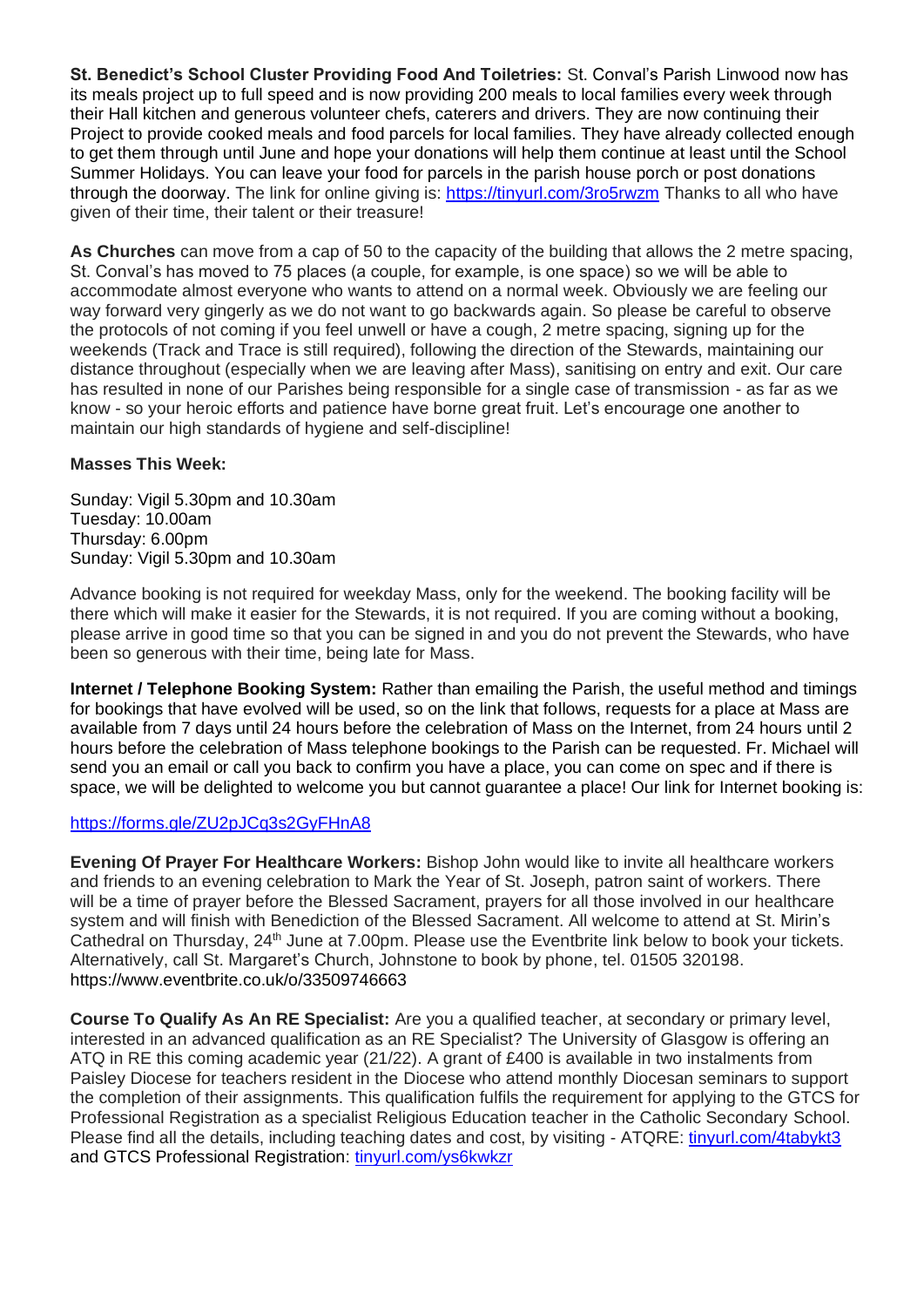**St. Benedict's School Cluster Providing Food And Toiletries:** St. Conval's Parish Linwood now has its meals project up to full speed and is now providing 200 meals to local families every week through their Hall kitchen and generous volunteer chefs, caterers and drivers. They are now continuing their Project to provide cooked meals and food parcels for local families. They have already collected enough to get them through until June and hope your donations will help them continue at least until the School Summer Holidays. You can leave your food for parcels in the parish house porch or post donations through the doorway. The link for online giving is: https://tinyurl.com/3ro5rwzm Thanks to all who have given of their time, their talent or their treasure!

**As Churches** can move from a cap of 50 to the capacity of the building that allows the 2 metre spacing, St. Conval's has moved to 75 places (a couple, for example, is one space) so we will be able to accommodate almost everyone who wants to attend on a normal week. Obviously we are feeling our way forward very gingerly as we do not want to go backwards again. So please be careful to observe the protocols of not coming if you feel unwell or have a cough, 2 metre spacing, signing up for the weekends (Track and Trace is still required), following the direction of the Stewards, maintaining our distance throughout (especially when we are leaving after Mass), sanitising on entry and exit. Our care has resulted in none of our Parishes being responsible for a single case of transmission - as far as we know - so your heroic efforts and patience have borne great fruit. Let's encourage one another to maintain our high standards of hygiene and self-discipline!

**Masses This Week:**

Sunday: Vigil 5.30pm and 10.30am
Tuesday: 10.00am
Thursday: 6.00pm
Sunday: Vigil 5.30pm and 10.30am

Advance booking is not required for weekday Mass, only for the weekend. The booking facility will be there which will make it easier for the Stewards, it is not required. If you are coming without a booking, please arrive in good time so that you can be signed in and you do not prevent the Stewards, who have been so generous with their time, being late for Mass.

**Internet / Telephone Booking System:** Rather than emailing the Parish, the useful method and timings for bookings that have evolved will be used, so on the link that follows, requests for a place at Mass are available from 7 days until 24 hours before the celebration of Mass on the Internet, from 24 hours until 2 hours before the celebration of Mass telephone bookings to the Parish can be requested. Fr. Michael will send you an email or call you back to confirm you have a place, you can come on spec and if there is space, we will be delighted to welcome you but cannot guarantee a place! Our link for Internet booking is:

https://forms.gle/ZU2pJCq3s2GyFHnA8

**Evening Of Prayer For Healthcare Workers:** Bishop John would like to invite all healthcare workers and friends to an evening celebration to Mark the Year of St. Joseph, patron saint of workers. There will be a time of prayer before the Blessed Sacrament, prayers for all those involved in our healthcare system and will finish with Benediction of the Blessed Sacrament. All welcome to attend at St. Mirin's Cathedral on Thursday, 24th June at 7.00pm. Please use the Eventbrite link below to book your tickets. Alternatively, call St. Margaret's Church, Johnstone to book by phone, tel. 01505 320198.
https://www.eventbrite.co.uk/o/33509746663

**Course To Qualify As An RE Specialist:** Are you a qualified teacher, at secondary or primary level, interested in an advanced qualification as an RE Specialist? The University of Glasgow is offering an ATQ in RE this coming academic year (21/22). A grant of £400 is available in two instalments from Paisley Diocese for teachers resident in the Diocese who attend monthly Diocesan seminars to support the completion of their assignments. This qualification fulfils the requirement for applying to the GTCS for Professional Registration as a specialist Religious Education teacher in the Catholic Secondary School. Please find all the details, including teaching dates and cost, by visiting - ATQRE: tinyurl.com/4tabykt3 and GTCS Professional Registration: tinyurl.com/ys6kwkzr